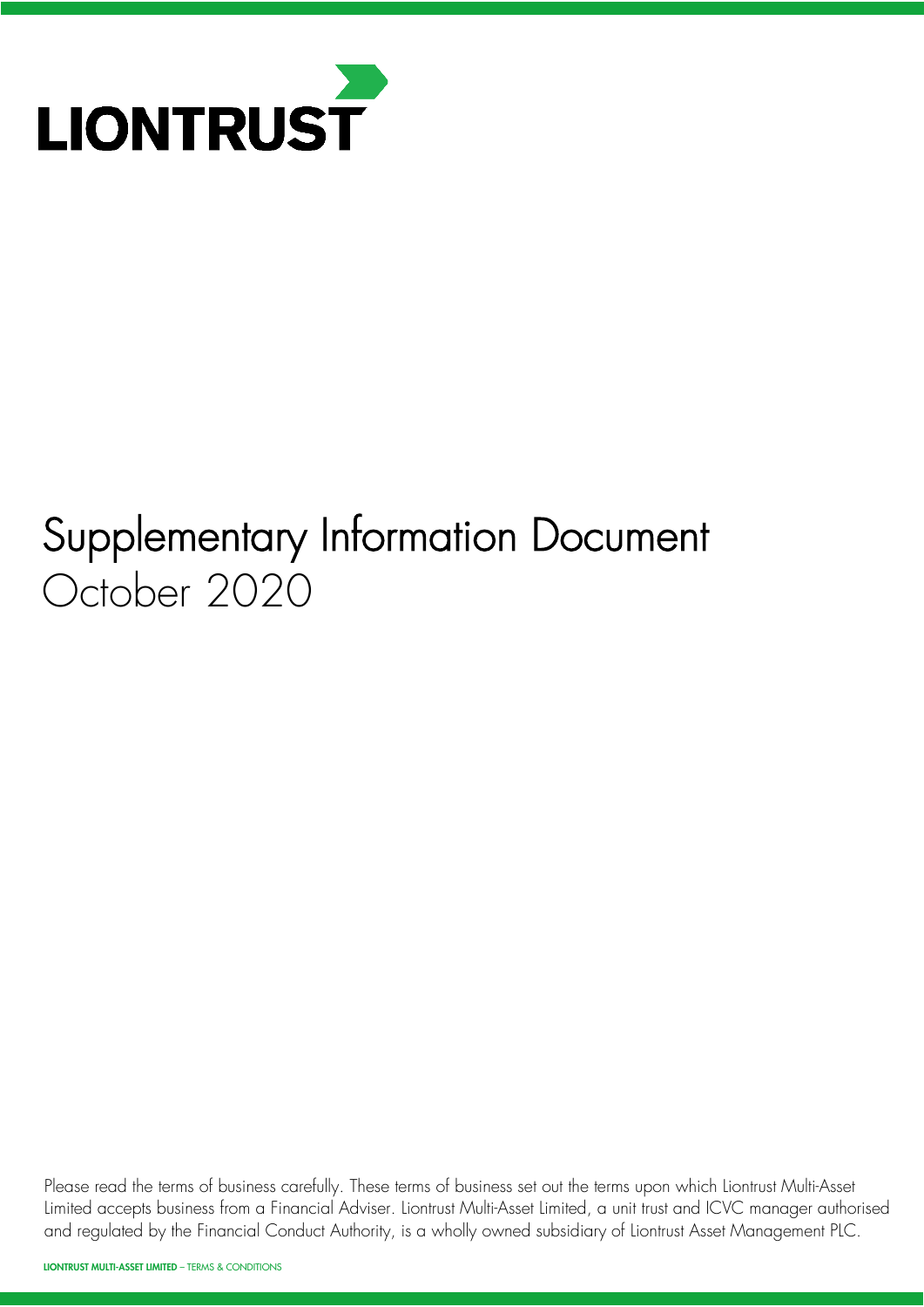LIONTRUST

# Supplementary Information Document
October 2020

Please read the terms of business carefully. These terms of business set out the terms upon which Liontrust Multi-Asset Limited accepts business from a Financial Adviser. Liontrust Multi-Asset Limited, a unit trust and ICVC manager authorised and regulated by the Financial Conduct Authority, is a wholly owned subsidiary of Liontrust Asset Management PLC.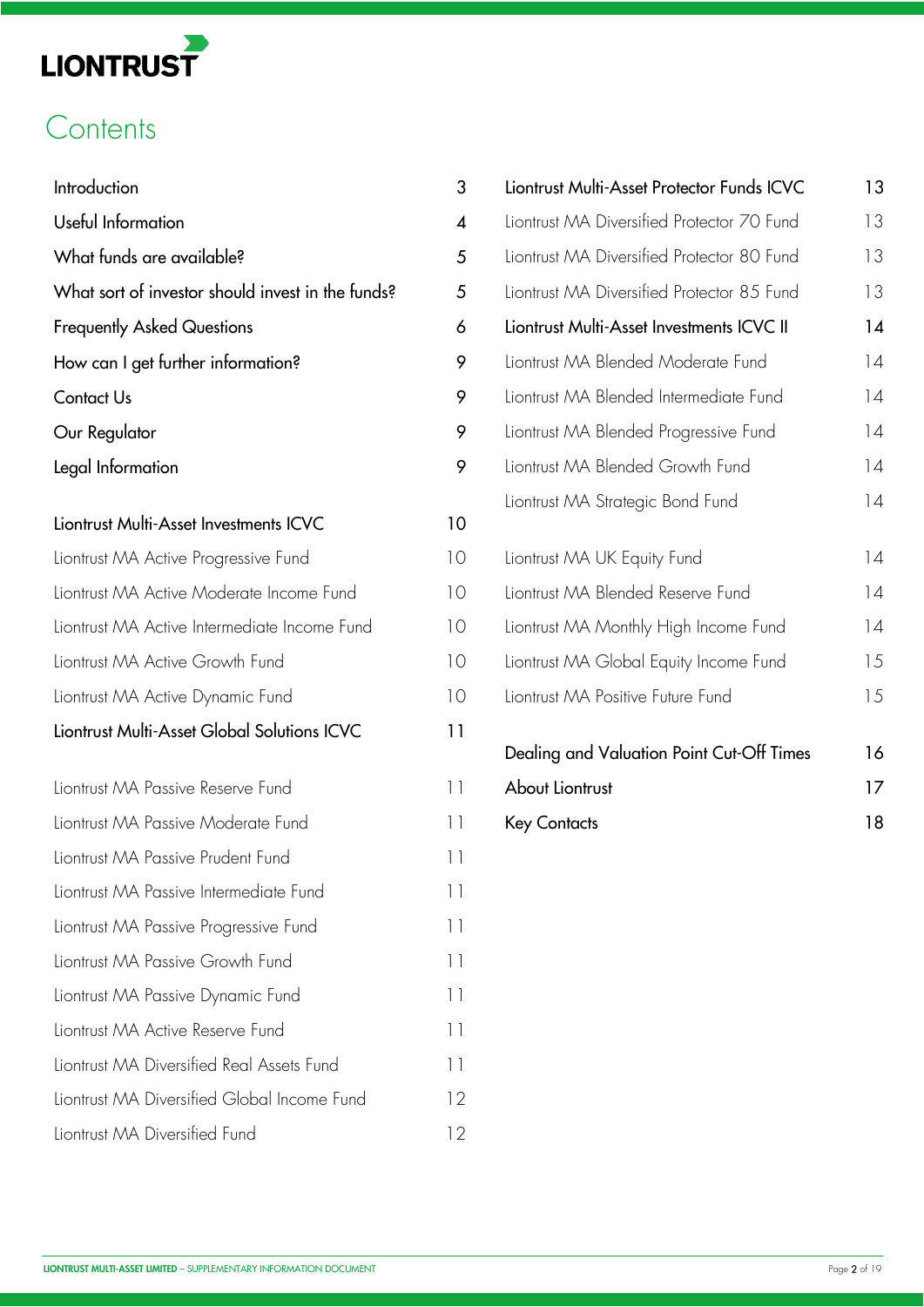# Contents

| | |
|---|---|
| Introduction | 3 |
| Useful Information | 4 |
| What funds are available? | 5 |
| What sort of investor should invest in the funds? | 5 |
| Frequently Asked Questions | 6 |
| How can I get further information? | 9 |
| Contact Us | 9 |
| Our Regulator | 9 |
| Legal Information | 9 |
| **Liontrust Multi-Asset Investments ICVC** | **10** |
| Liontrust MA Active Progressive Fund | 10 |
| Liontrust MA Active Moderate Income Fund | 10 |
| Liontrust MA Active Intermediate Income Fund | 10 |
| Liontrust MA Active Growth Fund | 10 |
| Liontrust MA Active Dynamic Fund | 10 |
| **Liontrust Multi-Asset Global Solutions ICVC** | **11** |
| Liontrust MA Passive Reserve Fund | 11 |
| Liontrust MA Passive Moderate Fund | 11 |
| Liontrust MA Passive Prudent Fund | 11 |
| Liontrust MA Passive Intermediate Fund | 11 |
| Liontrust MA Passive Progressive Fund | 11 |
| Liontrust MA Passive Growth Fund | 11 |
| Liontrust MA Passive Dynamic Fund | 11 |
| Liontrust MA Active Reserve Fund | 11 |
| Liontrust MA Diversified Real Assets Fund | 11 |
| Liontrust MA Diversified Global Income Fund | 12 |
| Liontrust MA Diversified Fund | 12 |
| **Liontrust Multi-Asset Protector Funds ICVC** | **13** |
| Liontrust MA Diversified Protector 70 Fund | 13 |
| Liontrust MA Diversified Protector 80 Fund | 13 |
| Liontrust MA Diversified Protector 85 Fund | 13 |
| **Liontrust Multi-Asset Investments ICVC II** | **14** |
| Liontrust MA Blended Moderate Fund | 14 |
| Liontrust MA Blended Intermediate Fund | 14 |
| Liontrust MA Blended Progressive Fund | 14 |
| Liontrust MA Blended Growth Fund | 14 |
| Liontrust MA Strategic Bond Fund | 14 |
| Liontrust MA UK Equity Fund | 14 |
| Liontrust MA Blended Reserve Fund | 14 |
| Liontrust MA Monthly High Income Fund | 14 |
| Liontrust MA Global Equity Income Fund | 15 |
| Liontrust MA Positive Future Fund | 15 |
| Dealing and Valuation Point Cut-Off Times | 16 |
| About Liontrust | 17 |
| Key Contacts | 18 |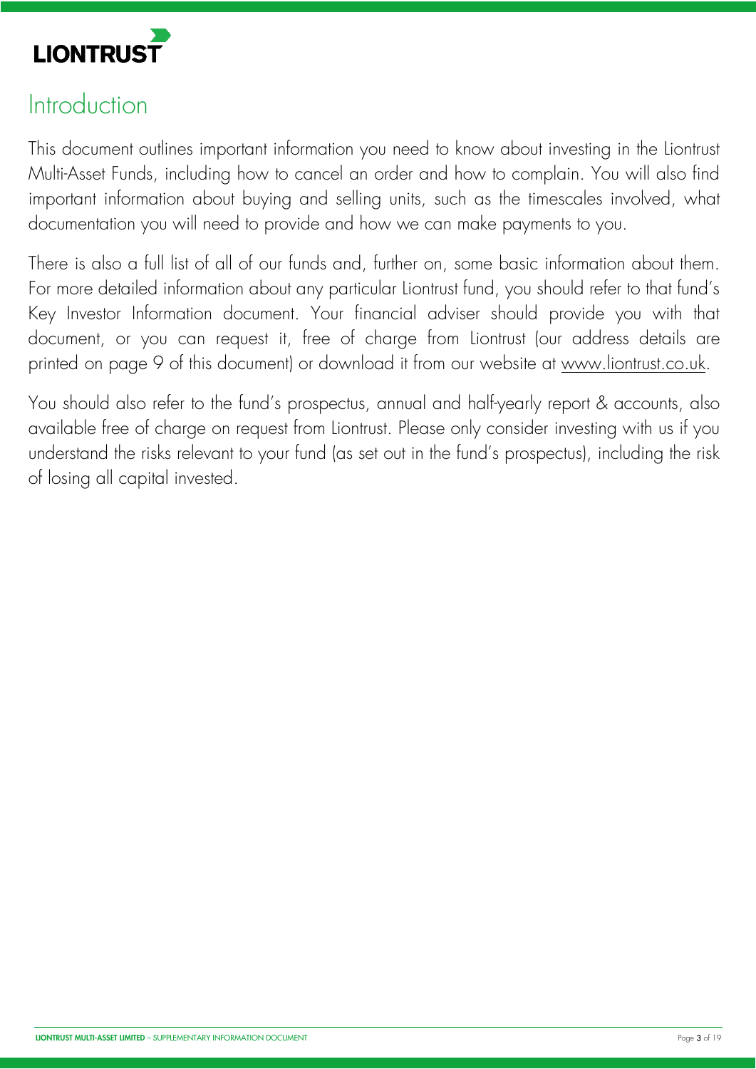# Introduction

This document outlines important information you need to know about investing in the Liontrust Multi-Asset Funds, including how to cancel an order and how to complain. You will also find important information about buying and selling units, such as the timescales involved, what documentation you will need to provide and how we can make payments to you.

There is also a full list of all of our funds and, further on, some basic information about them. For more detailed information about any particular Liontrust fund, you should refer to that fund's Key Investor Information document. Your financial adviser should provide you with that document, or you can request it, free of charge from Liontrust (our address details are printed on page 9 of this document) or download it from our website at www.liontrust.co.uk.

You should also refer to the fund's prospectus, annual and half-yearly report & accounts, also available free of charge on request from Liontrust. Please only consider investing with us if you understand the risks relevant to your fund (as set out in the fund's prospectus), including the risk of losing all capital invested.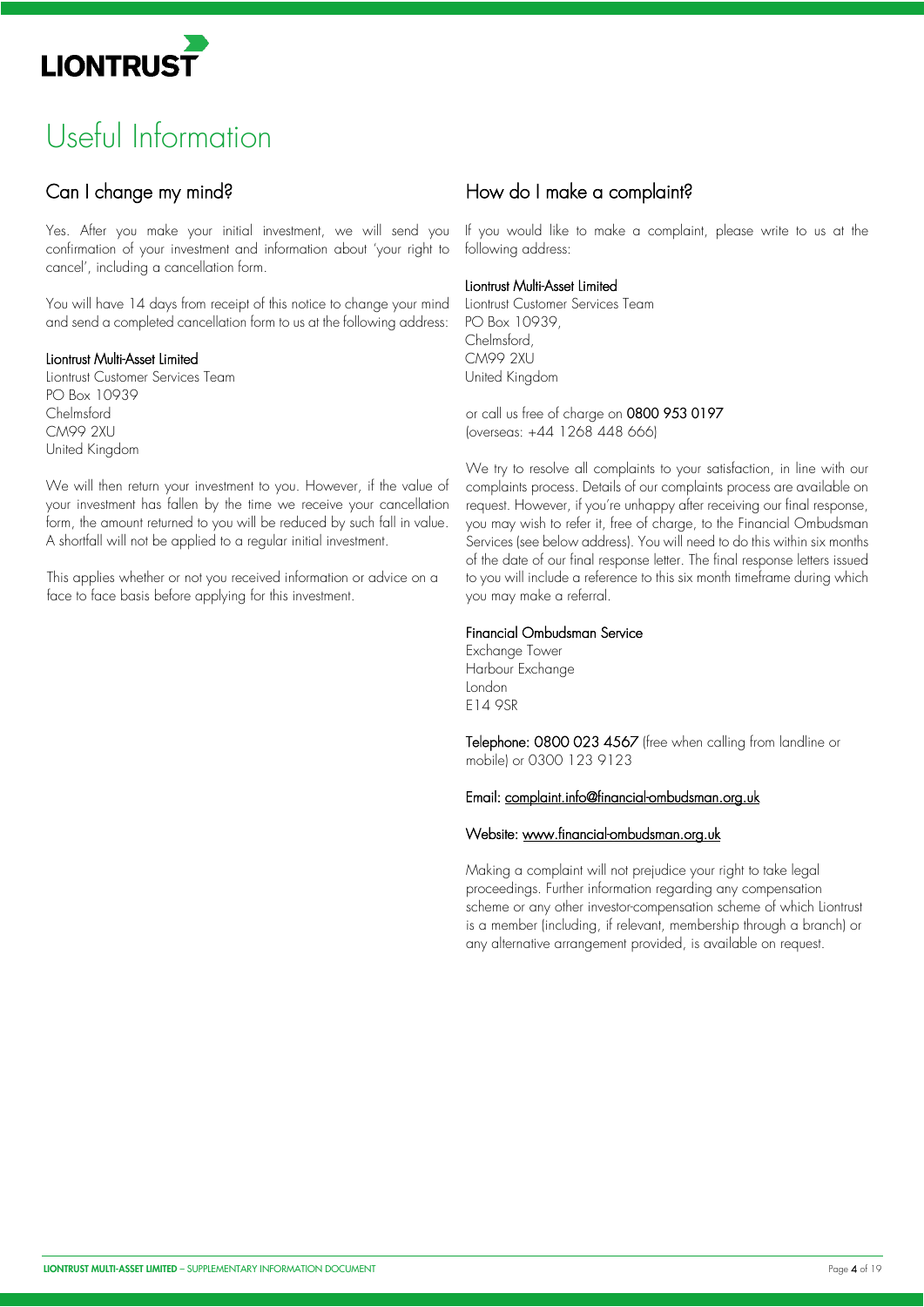# Useful Information

## Can I change my mind?

Yes. After you make your initial investment, we will send you confirmation of your investment and information about 'your right to cancel', including a cancellation form.

You will have 14 days from receipt of this notice to change your mind and send a completed cancellation form to us at the following address:

**Liontrust Multi-Asset Limited**
Liontrust Customer Services Team
PO Box 10939
Chelmsford
CM99 2XU
United Kingdom

We will then return your investment to you. However, if the value of your investment has fallen by the time we receive your cancellation form, the amount returned to you will be reduced by such fall in value. A shortfall will not be applied to a regular initial investment.

This applies whether or not you received information or advice on a face to face basis before applying for this investment.

## How do I make a complaint?

If you would like to make a complaint, please write to us at the following address:

**Liontrust Multi-Asset Limited**
Liontrust Customer Services Team
PO Box 10939,
Chelmsford,
CM99 2XU
United Kingdom

or call us free of charge on **0800 953 0197** (overseas: +44 1268 448 666)

We try to resolve all complaints to your satisfaction, in line with our complaints process. Details of our complaints process are available on request. However, if you're unhappy after receiving our final response, you may wish to refer it, free of charge, to the Financial Ombudsman Services (see below address). You will need to do this within six months of the date of our final response letter. The final response letters issued to you will include a reference to this six month timeframe during which you may make a referral.

**Financial Ombudsman Service**
Exchange Tower
Harbour Exchange
London
E14 9SR

**Telephone: 0800 023 4567** (free when calling from landline or mobile) or 0300 123 9123

**Email:** complaint.info@financial-ombudsman.org.uk

**Website:** www.financial-ombudsman.org.uk

Making a complaint will not prejudice your right to take legal proceedings. Further information regarding any compensation scheme or any other investor-compensation scheme of which Liontrust is a member (including, if relevant, membership through a branch) or any alternative arrangement provided, is available on request.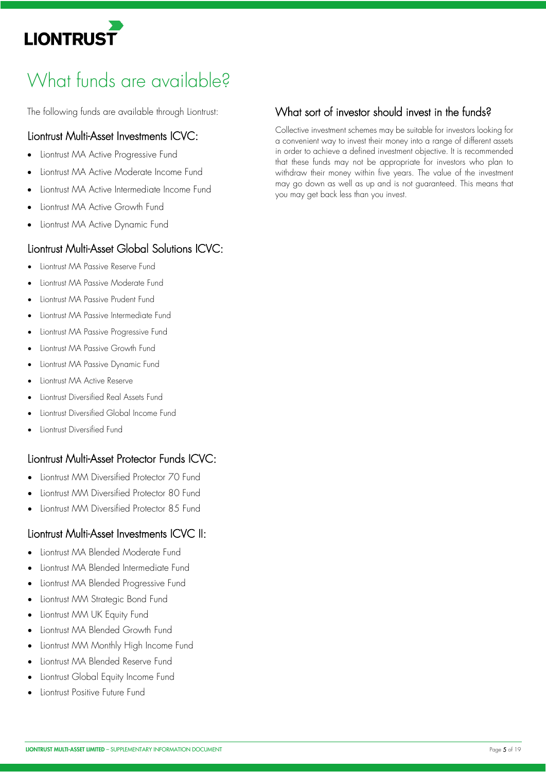# What funds are available?

The following funds are available through Liontrust:

## Liontrust Multi-Asset Investments ICVC:

- Liontrust MA Active Progressive Fund
- Liontrust MA Active Moderate Income Fund
- Liontrust MA Active Intermediate Income Fund
- Liontrust MA Active Growth Fund
- Liontrust MA Active Dynamic Fund

## Liontrust Multi-Asset Global Solutions ICVC:

- Liontrust MA Passive Reserve Fund
- Liontrust MA Passive Moderate Fund
- Liontrust MA Passive Prudent Fund
- Liontrust MA Passive Intermediate Fund
- Liontrust MA Passive Progressive Fund
- Liontrust MA Passive Growth Fund
- Liontrust MA Passive Dynamic Fund
- Liontrust MA Active Reserve
- Liontrust Diversified Real Assets Fund
- Liontrust Diversified Global Income Fund
- Liontrust Diversified Fund

## Liontrust Multi-Asset Protector Funds ICVC:

- Liontrust MM Diversified Protector 70 Fund
- Liontrust MM Diversified Protector 80 Fund
- Liontrust MM Diversified Protector 85 Fund

## Liontrust Multi-Asset Investments ICVC II:

- Liontrust MA Blended Moderate Fund
- Liontrust MA Blended Intermediate Fund
- Liontrust MA Blended Progressive Fund
- Liontrust MM Strategic Bond Fund
- Liontrust MM UK Equity Fund
- Liontrust MA Blended Growth Fund
- Liontrust MM Monthly High Income Fund
- Liontrust MA Blended Reserve Fund
- Liontrust Global Equity Income Fund
- Liontrust Positive Future Fund

## What sort of investor should invest in the funds?

Collective investment schemes may be suitable for investors looking for a convenient way to invest their money into a range of different assets in order to achieve a defined investment objective. It is recommended that these funds may not be appropriate for investors who plan to withdraw their money within five years. The value of the investment may go down as well as up and is not guaranteed. This means that you may get back less than you invest.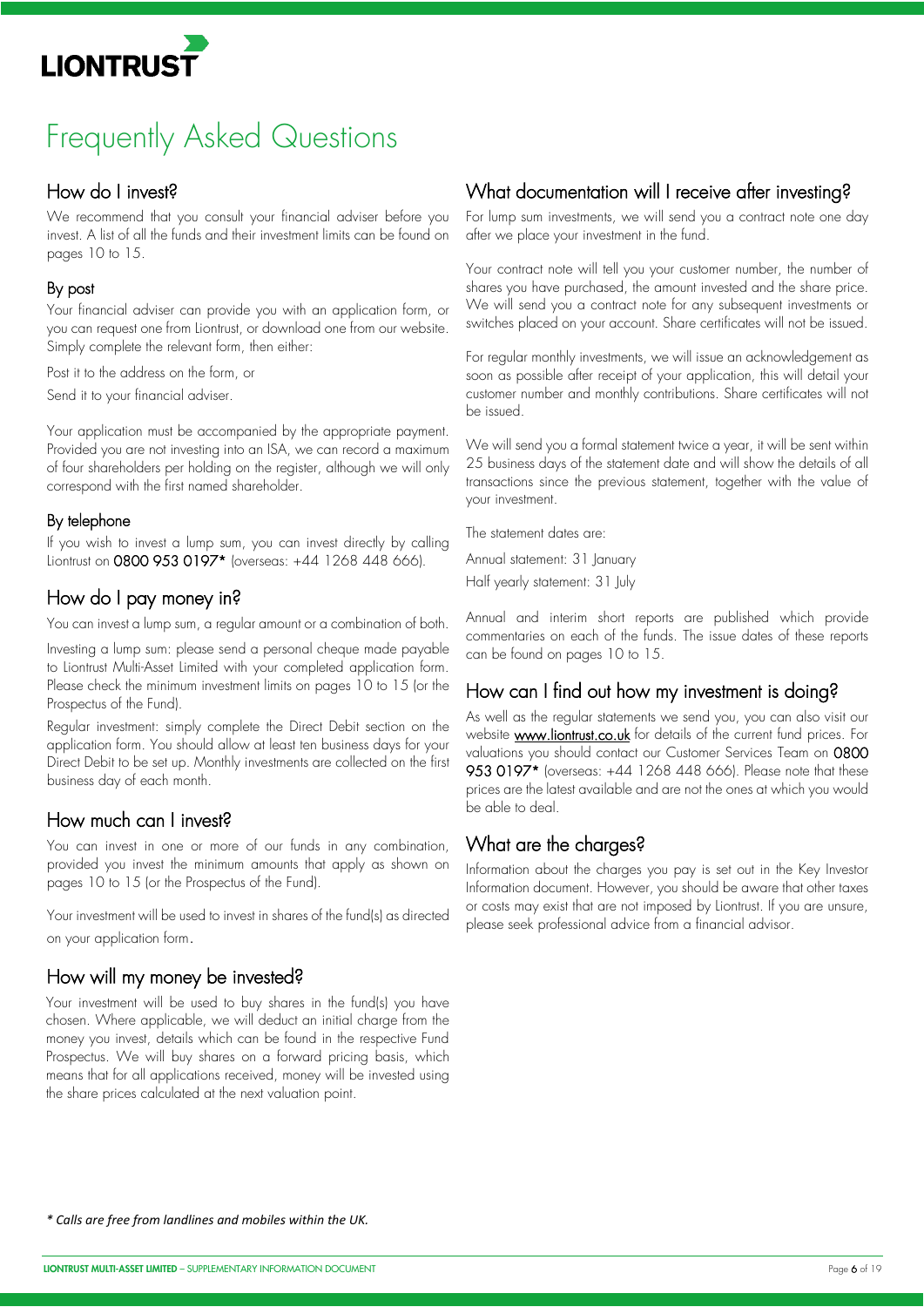# Frequently Asked Questions

## How do I invest?

We recommend that you consult your financial adviser before you invest. A list of all the funds and their investment limits can be found on pages 10 to 15.

### By post

Your financial adviser can provide you with an application form, or you can request one from Liontrust, or download one from our website. Simply complete the relevant form, then either:

Post it to the address on the form, or

Send it to your financial adviser.

Your application must be accompanied by the appropriate payment. Provided you are not investing into an ISA, we can record a maximum of four shareholders per holding on the register, although we will only correspond with the first named shareholder.

### By telephone

If you wish to invest a lump sum, you can invest directly by calling Liontrust on **0800 953 0197*** (overseas: +44 1268 448 666).

## How do I pay money in?

You can invest a lump sum, a regular amount or a combination of both.

Investing a lump sum: please send a personal cheque made payable to Liontrust Multi-Asset Limited with your completed application form. Please check the minimum investment limits on pages 10 to 15 (or the Prospectus of the Fund).

Regular investment: simply complete the Direct Debit section on the application form. You should allow at least ten business days for your Direct Debit to be set up. Monthly investments are collected on the first business day of each month.

## How much can I invest?

You can invest in one or more of our funds in any combination, provided you invest the minimum amounts that apply as shown on pages 10 to 15 (or the Prospectus of the Fund).

Your investment will be used to invest in shares of the fund(s) as directed on your application form.

## How will my money be invested?

Your investment will be used to buy shares in the fund(s) you have chosen. Where applicable, we will deduct an initial charge from the money you invest, details which can be found in the respective Fund Prospectus. We will buy shares on a forward pricing basis, which means that for all applications received, money will be invested using the share prices calculated at the next valuation point.

## What documentation will I receive after investing?

For lump sum investments, we will send you a contract note one day after we place your investment in the fund.

Your contract note will tell you your customer number, the number of shares you have purchased, the amount invested and the share price. We will send you a contract note for any subsequent investments or switches placed on your account. Share certificates will not be issued.

For regular monthly investments, we will issue an acknowledgement as soon as possible after receipt of your application, this will detail your customer number and monthly contributions. Share certificates will not be issued.

We will send you a formal statement twice a year, it will be sent within 25 business days of the statement date and will show the details of all transactions since the previous statement, together with the value of your investment.

The statement dates are:

Annual statement: 31 January

Half yearly statement: 31 July

Annual and interim short reports are published which provide commentaries on each of the funds. The issue dates of these reports can be found on pages 10 to 15.

## How can I find out how my investment is doing?

As well as the regular statements we send you, you can also visit our website [www.liontrust.co.uk](http://www.liontrust.co.uk) for details of the current fund prices. For valuations you should contact our Customer Services Team on **0800 953 0197*** (overseas: +44 1268 448 666). Please note that these prices are the latest available and are not the ones at which you would be able to deal.

## What are the charges?

Information about the charges you pay is set out in the Key Investor Information document. However, you should be aware that other taxes or costs may exist that are not imposed by Liontrust. If you are unsure, please seek professional advice from a financial advisor.

*\* Calls are free from landlines and mobiles within the UK.*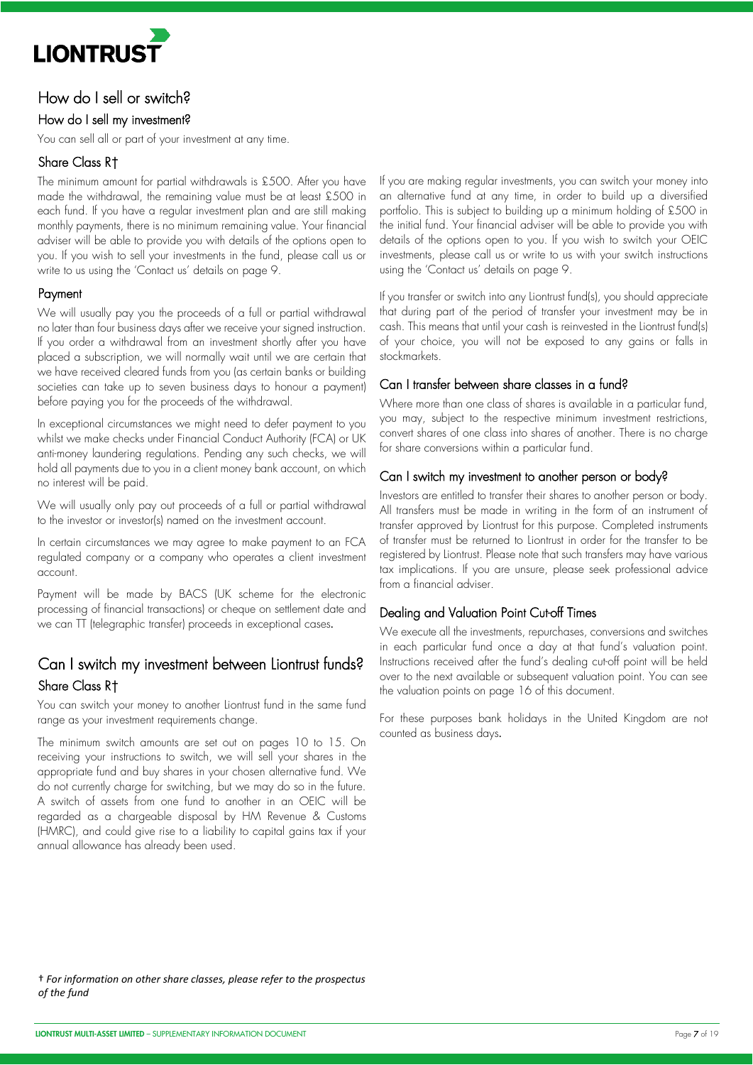## How do I sell or switch?

### How do I sell my investment?

You can sell all or part of your investment at any time.

### Share Class R†

The minimum amount for partial withdrawals is £500. After you have made the withdrawal, the remaining value must be at least £500 in each fund. If you have a regular investment plan and are still making monthly payments, there is no minimum remaining value. Your financial adviser will be able to provide you with details of the options open to you. If you wish to sell your investments in the fund, please call us or write to us using the 'Contact us' details on page 9.

### Payment

We will usually pay you the proceeds of a full or partial withdrawal no later than four business days after we receive your signed instruction. If you order a withdrawal from an investment shortly after you have placed a subscription, we will normally wait until we are certain that we have received cleared funds from you (as certain banks or building societies can take up to seven business days to honour a payment) before paying you for the proceeds of the withdrawal.

In exceptional circumstances we might need to defer payment to you whilst we make checks under Financial Conduct Authority (FCA) or UK anti-money laundering regulations. Pending any such checks, we will hold all payments due to you in a client money bank account, on which no interest will be paid.

We will usually only pay out proceeds of a full or partial withdrawal to the investor or investor(s) named on the investment account.

In certain circumstances we may agree to make payment to an FCA regulated company or a company who operates a client investment account.

Payment will be made by BACS (UK scheme for the electronic processing of financial transactions) or cheque on settlement date and we can TT (telegraphic transfer) proceeds in exceptional cases.

## Can I switch my investment between Liontrust funds?

### Share Class R†

You can switch your money to another Liontrust fund in the same fund range as your investment requirements change.

The minimum switch amounts are set out on pages 10 to 15. On receiving your instructions to switch, we will sell your shares in the appropriate fund and buy shares in your chosen alternative fund. We do not currently charge for switching, but we may do so in the future. A switch of assets from one fund to another in an OEIC will be regarded as a chargeable disposal by HM Revenue & Customs (HMRC), and could give rise to a liability to capital gains tax if your annual allowance has already been used.

If you are making regular investments, you can switch your money into an alternative fund at any time, in order to build up a diversified portfolio. This is subject to building up a minimum holding of £500 in the initial fund. Your financial adviser will be able to provide you with details of the options open to you. If you wish to switch your OEIC investments, please call us or write to us with your switch instructions using the 'Contact us' details on page 9.

If you transfer or switch into any Liontrust fund(s), you should appreciate that during part of the period of transfer your investment may be in cash. This means that until your cash is reinvested in the Liontrust fund(s) of your choice, you will not be exposed to any gains or falls in stockmarkets.

### Can I transfer between share classes in a fund?

Where more than one class of shares is available in a particular fund, you may, subject to the respective minimum investment restrictions, convert shares of one class into shares of another. There is no charge for share conversions within a particular fund.

### Can I switch my investment to another person or body?

Investors are entitled to transfer their shares to another person or body. All transfers must be made in writing in the form of an instrument of transfer approved by Liontrust for this purpose. Completed instruments of transfer must be returned to Liontrust in order for the transfer to be registered by Liontrust. Please note that such transfers may have various tax implications. If you are unsure, please seek professional advice from a financial adviser.

### Dealing and Valuation Point Cut-off Times

We execute all the investments, repurchases, conversions and switches in each particular fund once a day at that fund's valuation point. Instructions received after the fund's dealing cut-off point will be held over to the next available or subsequent valuation point. You can see the valuation points on page 16 of this document.

For these purposes bank holidays in the United Kingdom are not counted as business days.

† *For information on other share classes, please refer to the prospectus of the fund*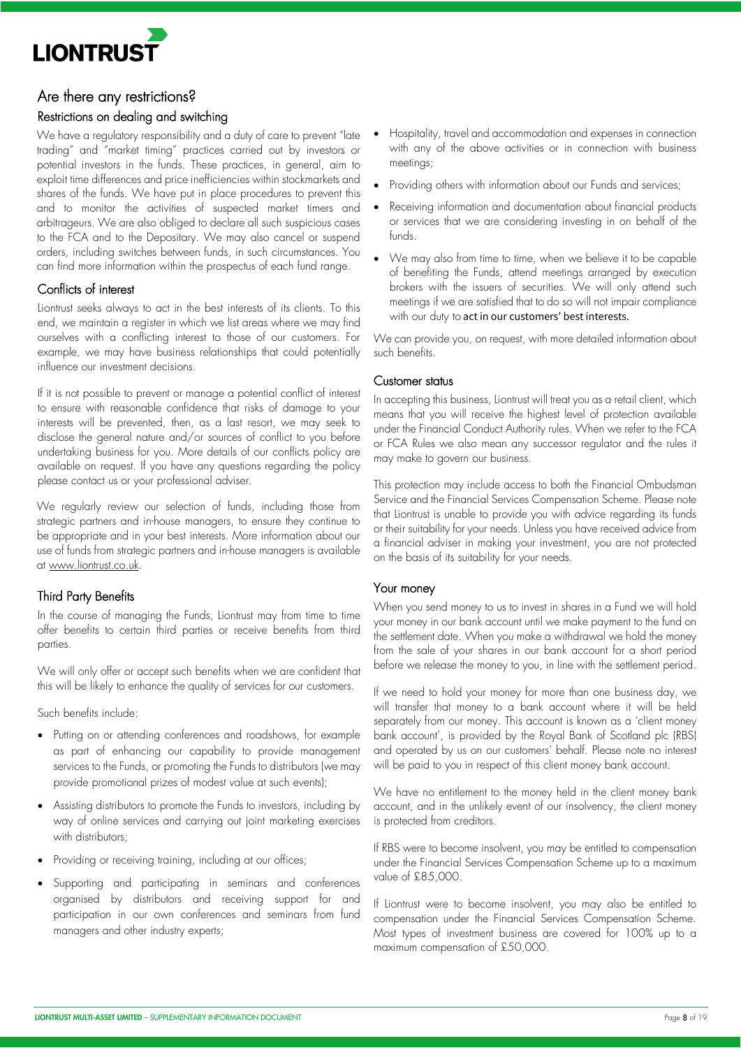## Are there any restrictions?

### Restrictions on dealing and switching

We have a regulatory responsibility and a duty of care to prevent "late trading" and "market timing" practices carried out by investors or potential investors in the funds. These practices, in general, aim to exploit time differences and price inefficiencies within stockmarkets and shares of the funds. We have put in place procedures to prevent this and to monitor the activities of suspected market timers and arbitrageurs. We are also obliged to declare all such suspicious cases to the FCA and to the Depositary. We may also cancel or suspend orders, including switches between funds, in such circumstances. You can find more information within the prospectus of each fund range.

### Conflicts of interest

Liontrust seeks always to act in the best interests of its clients. To this end, we maintain a register in which we list areas where we may find ourselves with a conflicting interest to those of our customers. For example, we may have business relationships that could potentially influence our investment decisions.

If it is not possible to prevent or manage a potential conflict of interest to ensure with reasonable confidence that risks of damage to your interests will be prevented, then, as a last resort, we may seek to disclose the general nature and/or sources of conflict to you before undertaking business for you. More details of our conflicts policy are available on request. If you have any questions regarding the policy please contact us or your professional adviser.

We regularly review our selection of funds, including those from strategic partners and in-house managers, to ensure they continue to be appropriate and in your best interests. More information about our use of funds from strategic partners and in-house managers is available at www.liontrust.co.uk.

### Third Party Benefits

In the course of managing the Funds, Liontrust may from time to time offer benefits to certain third parties or receive benefits from third parties.

We will only offer or accept such benefits when we are confident that this will be likely to enhance the quality of services for our customers.

Such benefits include:

- Putting on or attending conferences and roadshows, for example as part of enhancing our capability to provide management services to the Funds, or promoting the Funds to distributors (we may provide promotional prizes of modest value at such events);
- Assisting distributors to promote the Funds to investors, including by way of online services and carrying out joint marketing exercises with distributors;
- Providing or receiving training, including at our offices;
- Supporting and participating in seminars and conferences organised by distributors and receiving support for and participation in our own conferences and seminars from fund managers and other industry experts;
- Hospitality, travel and accommodation and expenses in connection with any of the above activities or in connection with business meetings;
- Providing others with information about our Funds and services;
- Receiving information and documentation about financial products or services that we are considering investing in on behalf of the funds.
- We may also from time to time, when we believe it to be capable of benefiting the Funds, attend meetings arranged by execution brokers with the issuers of securities. We will only attend such meetings if we are satisfied that to do so will not impair compliance with our duty to act in our customers' best interests.

We can provide you, on request, with more detailed information about such benefits.

### Customer status

In accepting this business, Liontrust will treat you as a retail client, which means that you will receive the highest level of protection available under the Financial Conduct Authority rules. When we refer to the FCA or FCA Rules we also mean any successor regulator and the rules it may make to govern our business.

This protection may include access to both the Financial Ombudsman Service and the Financial Services Compensation Scheme. Please note that Liontrust is unable to provide you with advice regarding its funds or their suitability for your needs. Unless you have received advice from a financial adviser in making your investment, you are not protected on the basis of its suitability for your needs.

### Your money

When you send money to us to invest in shares in a Fund we will hold your money in our bank account until we make payment to the fund on the settlement date. When you make a withdrawal we hold the money from the sale of your shares in our bank account for a short period before we release the money to you, in line with the settlement period.

If we need to hold your money for more than one business day, we will transfer that money to a bank account where it will be held separately from our money. This account is known as a 'client money bank account', is provided by the Royal Bank of Scotland plc (RBS) and operated by us on our customers' behalf. Please note no interest will be paid to you in respect of this client money bank account.

We have no entitlement to the money held in the client money bank account, and in the unlikely event of our insolvency, the client money is protected from creditors.

If RBS were to become insolvent, you may be entitled to compensation under the Financial Services Compensation Scheme up to a maximum value of £85,000.

If Liontrust were to become insolvent, you may also be entitled to compensation under the Financial Services Compensation Scheme. Most types of investment business are covered for 100% up to a maximum compensation of £50,000.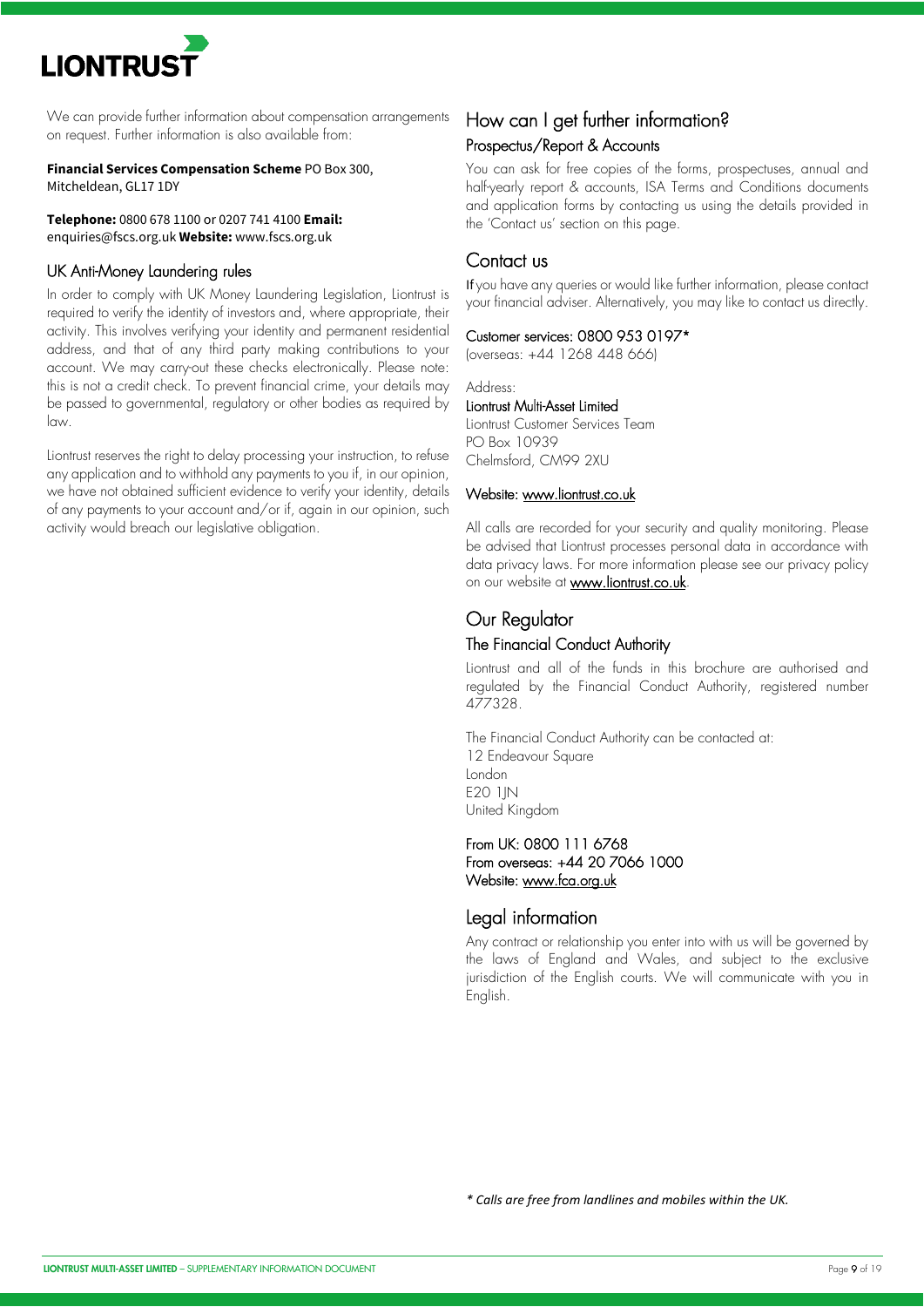We can provide further information about compensation arrangements on request. Further information is also available from:

**Financial Services Compensation Scheme** PO Box 300, Mitcheldean, GL17 1DY

**Telephone:** 0800 678 1100 or 0207 741 4100 **Email:** enquiries@fscs.org.uk **Website:** www.fscs.org.uk

## UK Anti-Money Laundering rules

In order to comply with UK Money Laundering Legislation, Liontrust is required to verify the identity of investors and, where appropriate, their activity. This involves verifying your identity and permanent residential address, and that of any third party making contributions to your account. We may carry-out these checks electronically. Please note: this is not a credit check. To prevent financial crime, your details may be passed to governmental, regulatory or other bodies as required by law.

Liontrust reserves the right to delay processing your instruction, to refuse any application and to withhold any payments to you if, in our opinion, we have not obtained sufficient evidence to verify your identity, details of any payments to your account and/or if, again in our opinion, such activity would breach our legislative obligation.

# How can I get further information?

## Prospectus/Report & Accounts

You can ask for free copies of the forms, prospectuses, annual and half-yearly report & accounts, ISA Terms and Conditions documents and application forms by contacting us using the details provided in the 'Contact us' section on this page.

# Contact us

If you have any queries or would like further information, please contact your financial adviser. Alternatively, you may like to contact us directly.

Customer services: 0800 953 0197*
(overseas: +44 1268 448 666)

Address:
Liontrust Multi-Asset Limited
Liontrust Customer Services Team
PO Box 10939
Chelmsford, CM99 2XU

Website: www.liontrust.co.uk

All calls are recorded for your security and quality monitoring. Please be advised that Liontrust processes personal data in accordance with data privacy laws. For more information please see our privacy policy on our website at **www.liontrust.co.uk**.

# Our Regulator

## The Financial Conduct Authority

Liontrust and all of the funds in this brochure are authorised and regulated by the Financial Conduct Authority, registered number 477328.

The Financial Conduct Authority can be contacted at:
12 Endeavour Square
London
E20 1JN
United Kingdom

From UK: 0800 111 6768
From overseas: +44 20 7066 1000
Website: www.fca.org.uk

# Legal information

Any contract or relationship you enter into with us will be governed by the laws of England and Wales, and subject to the exclusive jurisdiction of the English courts. We will communicate with you in English.

*\* Calls are free from landlines and mobiles within the UK.*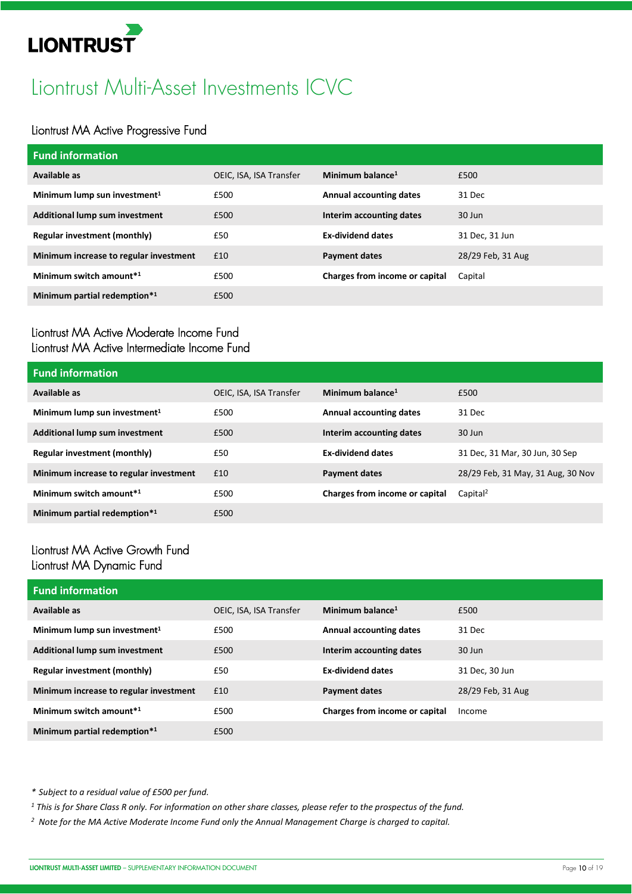# Liontrust Multi-Asset Investments ICVC

## Liontrust MA Active Progressive Fund

| Fund information | | | |
|---|---|---|---|
| **Available as** | OEIC, ISA, ISA Transfer | **Minimum balance**[1] | £500 |
| **Minimum lump sun investment**[1] | £500 | **Annual accounting dates** | 31 Dec |
| **Additional lump sum investment** | £500 | **Interim accounting dates** | 30 Jun |
| **Regular investment (monthly)** | £50 | **Ex-dividend dates** | 31 Dec, 31 Jun |
| **Minimum increase to regular investment** | £10 | **Payment dates** | 28/29 Feb, 31 Aug |
| **Minimum switch amount***[1] | £500 | **Charges from income or capital** | Capital |
| **Minimum partial redemption***[1] | £500 | | |

## Liontrust MA Active Moderate Income Fund
## Liontrust MA Active Intermediate Income Fund

| Fund information | | | |
|---|---|---|---|
| **Available as** | OEIC, ISA, ISA Transfer | **Minimum balance**[1] | £500 |
| **Minimum lump sun investment**[1] | £500 | **Annual accounting dates** | 31 Dec |
| **Additional lump sum investment** | £500 | **Interim accounting dates** | 30 Jun |
| **Regular investment (monthly)** | £50 | **Ex-dividend dates** | 31 Dec, 31 Mar, 30 Jun, 30 Sep |
| **Minimum increase to regular investment** | £10 | **Payment dates** | 28/29 Feb, 31 May, 31 Aug, 30 Nov |
| **Minimum switch amount***[1] | £500 | **Charges from income or capital** | Capital[2] |
| **Minimum partial redemption***[1] | £500 | | |

## Liontrust MA Active Growth Fund
## Liontrust MA Dynamic Fund

| Fund information | | | |
|---|---|---|---|
| **Available as** | OEIC, ISA, ISA Transfer | **Minimum balance**[1] | £500 |
| **Minimum lump sun investment**[1] | £500 | **Annual accounting dates** | 31 Dec |
| **Additional lump sum investment** | £500 | **Interim accounting dates** | 30 Jun |
| **Regular investment (monthly)** | £50 | **Ex-dividend dates** | 31 Dec, 30 Jun |
| **Minimum increase to regular investment** | £10 | **Payment dates** | 28/29 Feb, 31 Aug |
| **Minimum switch amount***[1] | £500 | **Charges from income or capital** | Income |
| **Minimum partial redemption***[1] | £500 | | |

*\* Subject to a residual value of £500 per fund.*

*[1] This is for Share Class R only. For information on other share classes, please refer to the prospectus of the fund.*

*[2] Note for the MA Active Moderate Income Fund only the Annual Management Charge is charged to capital.*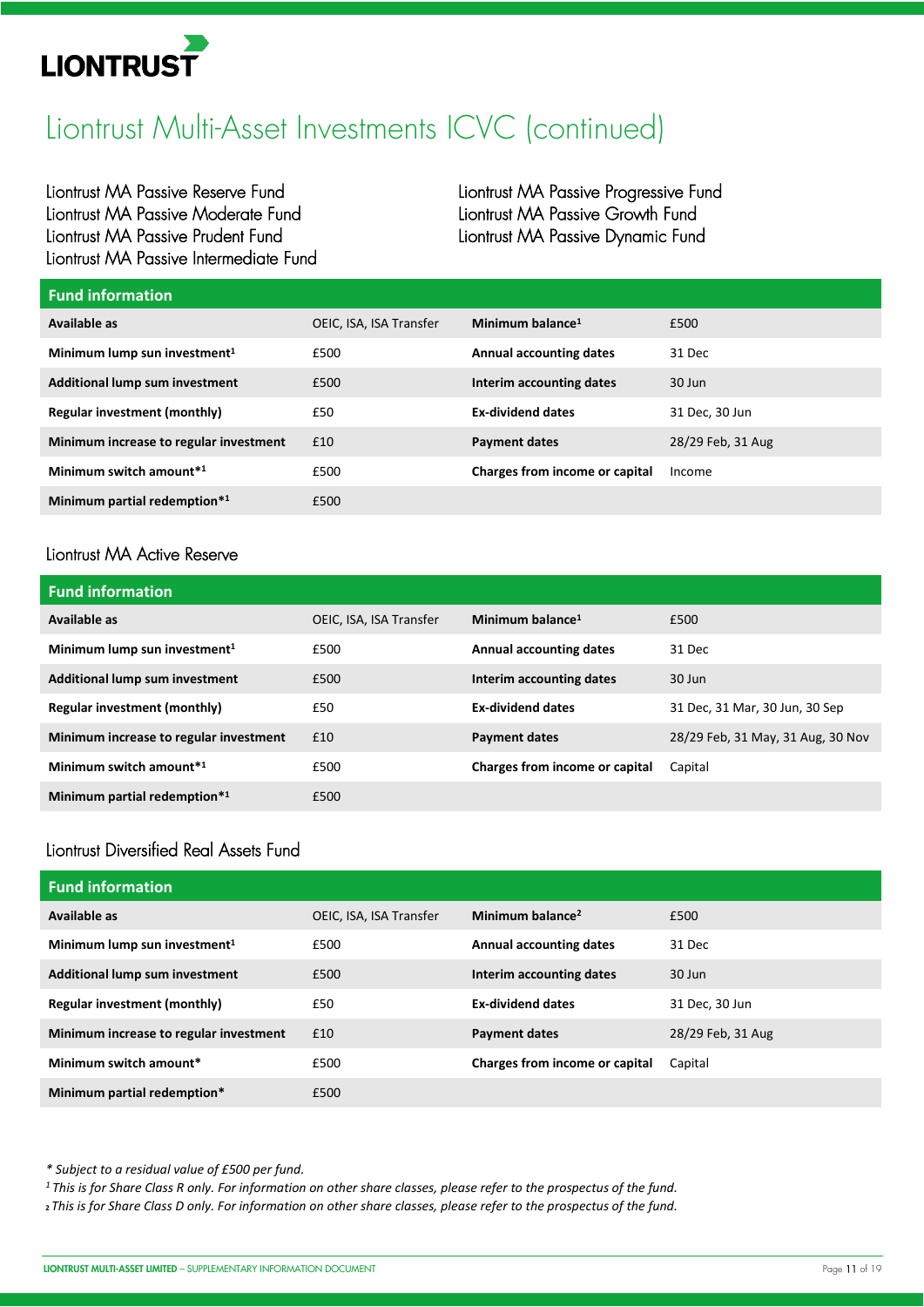# Liontrust Multi-Asset Investments ICVC (continued)

Liontrust MA Passive Reserve Fund
Liontrust MA Passive Moderate Fund
Liontrust MA Passive Prudent Fund
Liontrust MA Passive Intermediate Fund
Liontrust MA Passive Progressive Fund
Liontrust MA Passive Growth Fund
Liontrust MA Passive Dynamic Fund

| Fund information | | | |
|---|---|---|---|
| **Available as** | OEIC, ISA, ISA Transfer | **Minimum balance[1]** | £500 |
| **Minimum lump sun investment[1]** | £500 | **Annual accounting dates** | 31 Dec |
| **Additional lump sum investment** | £500 | **Interim accounting dates** | 30 Jun |
| **Regular investment (monthly)** | £50 | **Ex-dividend dates** | 31 Dec, 30 Jun |
| **Minimum increase to regular investment** | £10 | **Payment dates** | 28/29 Feb, 31 Aug |
| **Minimum switch amount*[1]** | £500 | **Charges from income or capital** | Income |
| **Minimum partial redemption*[1]** | £500 | | |

## Liontrust MA Active Reserve

| Fund information | | | |
|---|---|---|---|
| **Available as** | OEIC, ISA, ISA Transfer | **Minimum balance[1]** | £500 |
| **Minimum lump sun investment[1]** | £500 | **Annual accounting dates** | 31 Dec |
| **Additional lump sum investment** | £500 | **Interim accounting dates** | 30 Jun |
| **Regular investment (monthly)** | £50 | **Ex-dividend dates** | 31 Dec, 31 Mar, 30 Jun, 30 Sep |
| **Minimum increase to regular investment** | £10 | **Payment dates** | 28/29 Feb, 31 May, 31 Aug, 30 Nov |
| **Minimum switch amount*[1]** | £500 | **Charges from income or capital** | Capital |
| **Minimum partial redemption*[1]** | £500 | | |

## Liontrust Diversified Real Assets Fund

| Fund information | | | |
|---|---|---|---|
| **Available as** | OEIC, ISA, ISA Transfer | **Minimum balance[2]** | £500 |
| **Minimum lump sun investment[1]** | £500 | **Annual accounting dates** | 31 Dec |
| **Additional lump sum investment** | £500 | **Interim accounting dates** | 30 Jun |
| **Regular investment (monthly)** | £50 | **Ex-dividend dates** | 31 Dec, 30 Jun |
| **Minimum increase to regular investment** | £10 | **Payment dates** | 28/29 Feb, 31 Aug |
| **Minimum switch amount*** | £500 | **Charges from income or capital** | Capital |
| **Minimum partial redemption*** | £500 | | |

*\* Subject to a residual value of £500 per fund.*

*[1] This is for Share Class R only. For information on other share classes, please refer to the prospectus of the fund.*

*[2] This is for Share Class D only. For information on other share classes, please refer to the prospectus of the fund.*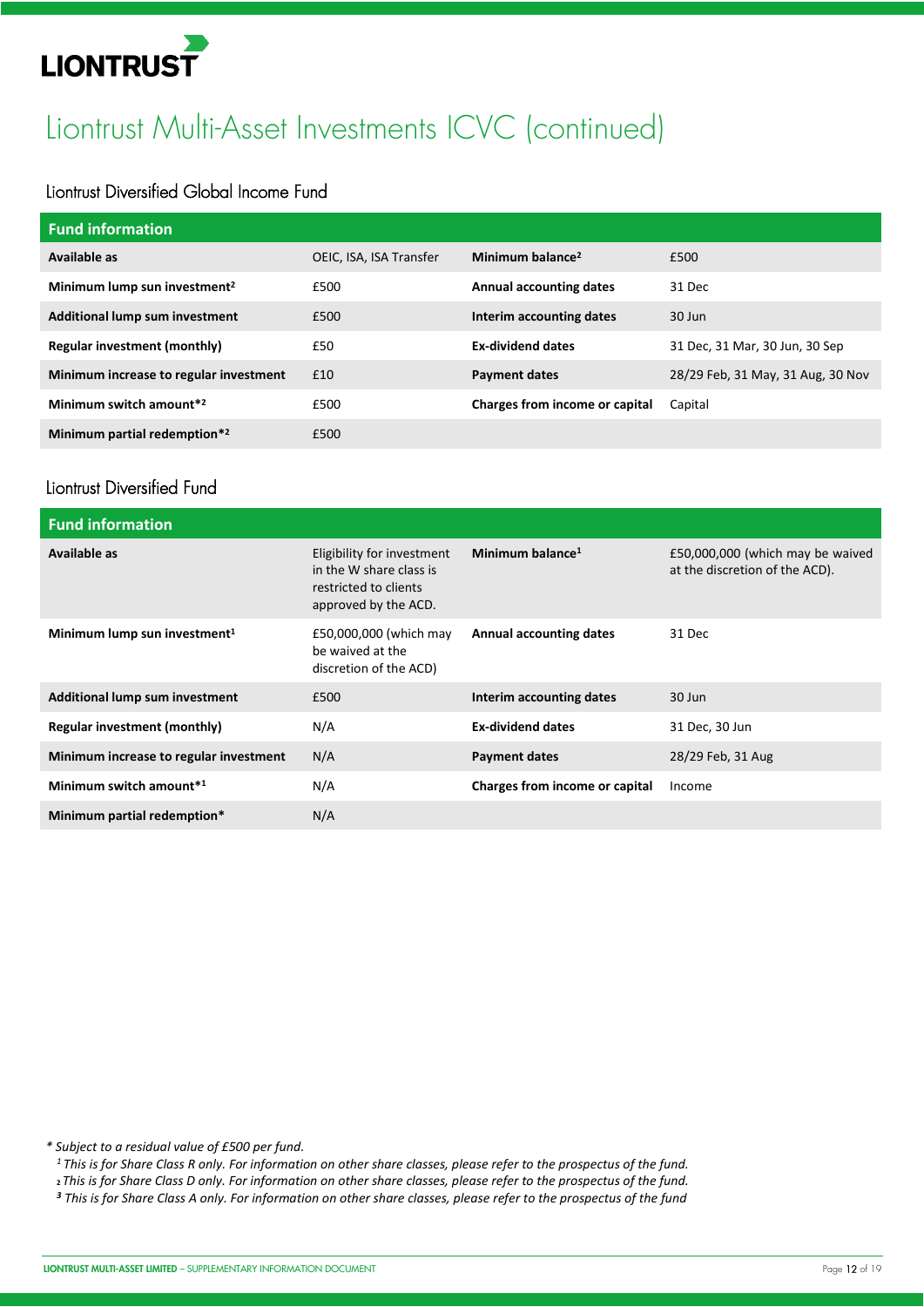# Liontrust Multi-Asset Investments ICVC (continued)

## Liontrust Diversified Global Income Fund

| Fund information | | | |
|---|---|---|---|
| **Available as** | OEIC, ISA, ISA Transfer | **Minimum balance[2]** | £500 |
| **Minimum lump sun investment[2]** | £500 | **Annual accounting dates** | 31 Dec |
| **Additional lump sum investment** | £500 | **Interim accounting dates** | 30 Jun |
| **Regular investment (monthly)** | £50 | **Ex-dividend dates** | 31 Dec, 31 Mar, 30 Jun, 30 Sep |
| **Minimum increase to regular investment** | £10 | **Payment dates** | 28/29 Feb, 31 May, 31 Aug, 30 Nov |
| **Minimum switch amount*[2]** | £500 | **Charges from income or capital** | Capital |
| **Minimum partial redemption*[2]** | £500 | | |

## Liontrust Diversified Fund

| Fund information | | | |
|---|---|---|---|
| **Available as** | Eligibility for investment in the W share class is restricted to clients approved by the ACD. | **Minimum balance[1]** | £50,000,000 (which may be waived at the discretion of the ACD). |
| **Minimum lump sun investment[1]** | £50,000,000 (which may be waived at the discretion of the ACD) | **Annual accounting dates** | 31 Dec |
| **Additional lump sum investment** | £500 | **Interim accounting dates** | 30 Jun |
| **Regular investment (monthly)** | N/A | **Ex-dividend dates** | 31 Dec, 30 Jun |
| **Minimum increase to regular investment** | N/A | **Payment dates** | 28/29 Feb, 31 Aug |
| **Minimum switch amount*[1]** | N/A | **Charges from income or capital** | Income |
| **Minimum partial redemption*** | N/A | | |

*\* Subject to a residual value of £500 per fund.*

*[1] This is for Share Class R only. For information on other share classes, please refer to the prospectus of the fund.*

*[2] This is for Share Class D only. For information on other share classes, please refer to the prospectus of the fund.*

*[3] This is for Share Class A only. For information on other share classes, please refer to the prospectus of the fund*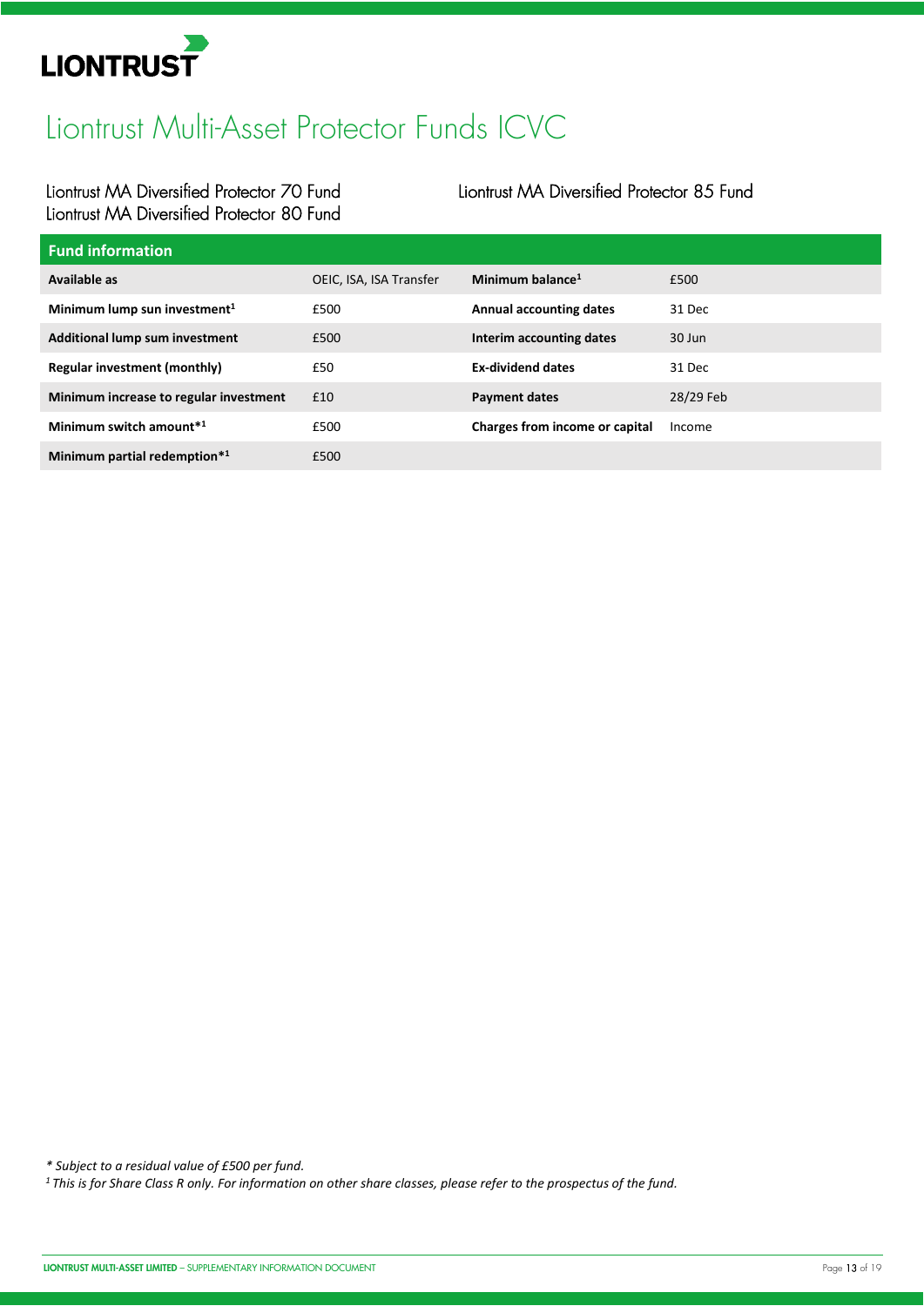# Liontrust Multi-Asset Protector Funds ICVC

Liontrust MA Diversified Protector 70 Fund
Liontrust MA Diversified Protector 80 Fund
Liontrust MA Diversified Protector 85 Fund

| Fund information | | | |
|---|---|---|---|
| **Available as** | OEIC, ISA, ISA Transfer | **Minimum balance**[1] | £500 |
| **Minimum lump sun investment**[1] | £500 | **Annual accounting dates** | 31 Dec |
| **Additional lump sum investment** | £500 | **Interim accounting dates** | 30 Jun |
| **Regular investment (monthly)** | £50 | **Ex-dividend dates** | 31 Dec |
| **Minimum increase to regular investment** | £10 | **Payment dates** | 28/29 Feb |
| **Minimum switch amount***[1] | £500 | **Charges from income or capital** | Income |
| **Minimum partial redemption***[1] | £500 | | |

*\* Subject to a residual value of £500 per fund.*

*[1] This is for Share Class R only. For information on other share classes, please refer to the prospectus of the fund.*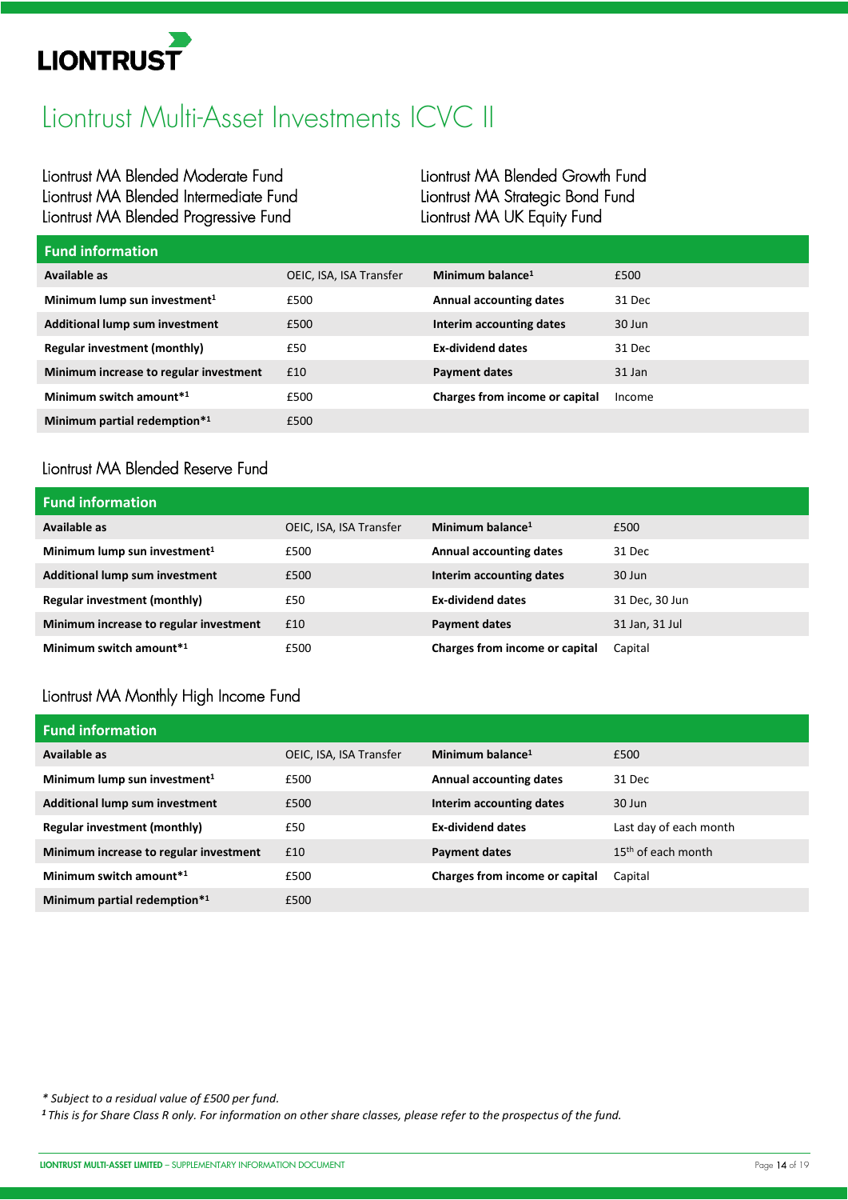# Liontrust Multi-Asset Investments ICVC II

Liontrust MA Blended Moderate Fund
Liontrust MA Blended Intermediate Fund
Liontrust MA Blended Progressive Fund
Liontrust MA Blended Growth Fund
Liontrust MA Strategic Bond Fund
Liontrust MA UK Equity Fund

| Fund information | | | |
|---|---|---|---|
| **Available as** | OEIC, ISA, ISA Transfer | **Minimum balance**[1] | £500 |
| **Minimum lump sun investment**[1] | £500 | **Annual accounting dates** | 31 Dec |
| **Additional lump sum investment** | £500 | **Interim accounting dates** | 30 Jun |
| **Regular investment (monthly)** | £50 | **Ex-dividend dates** | 31 Dec |
| **Minimum increase to regular investment** | £10 | **Payment dates** | 31 Jan |
| **Minimum switch amount***[1] | £500 | **Charges from income or capital** | Income |
| **Minimum partial redemption***[1] | £500 | | |

## Liontrust MA Blended Reserve Fund

| Fund information | | | |
|---|---|---|---|
| **Available as** | OEIC, ISA, ISA Transfer | **Minimum balance**[1] | £500 |
| **Minimum lump sun investment**[1] | £500 | **Annual accounting dates** | 31 Dec |
| **Additional lump sum investment** | £500 | **Interim accounting dates** | 30 Jun |
| **Regular investment (monthly)** | £50 | **Ex-dividend dates** | 31 Dec, 30 Jun |
| **Minimum increase to regular investment** | £10 | **Payment dates** | 31 Jan, 31 Jul |
| **Minimum switch amount***[1] | £500 | **Charges from income or capital** | Capital |

## Liontrust MA Monthly High Income Fund

| Fund information | | | |
|---|---|---|---|
| **Available as** | OEIC, ISA, ISA Transfer | **Minimum balance**[1] | £500 |
| **Minimum lump sun investment**[1] | £500 | **Annual accounting dates** | 31 Dec |
| **Additional lump sum investment** | £500 | **Interim accounting dates** | 30 Jun |
| **Regular investment (monthly)** | £50 | **Ex-dividend dates** | Last day of each month |
| **Minimum increase to regular investment** | £10 | **Payment dates** | 15th of each month |
| **Minimum switch amount***[1] | £500 | **Charges from income or capital** | Capital |
| **Minimum partial redemption***[1] | £500 | | |

*\* Subject to a residual value of £500 per fund.*

*[1] This is for Share Class R only. For information on other share classes, please refer to the prospectus of the fund.*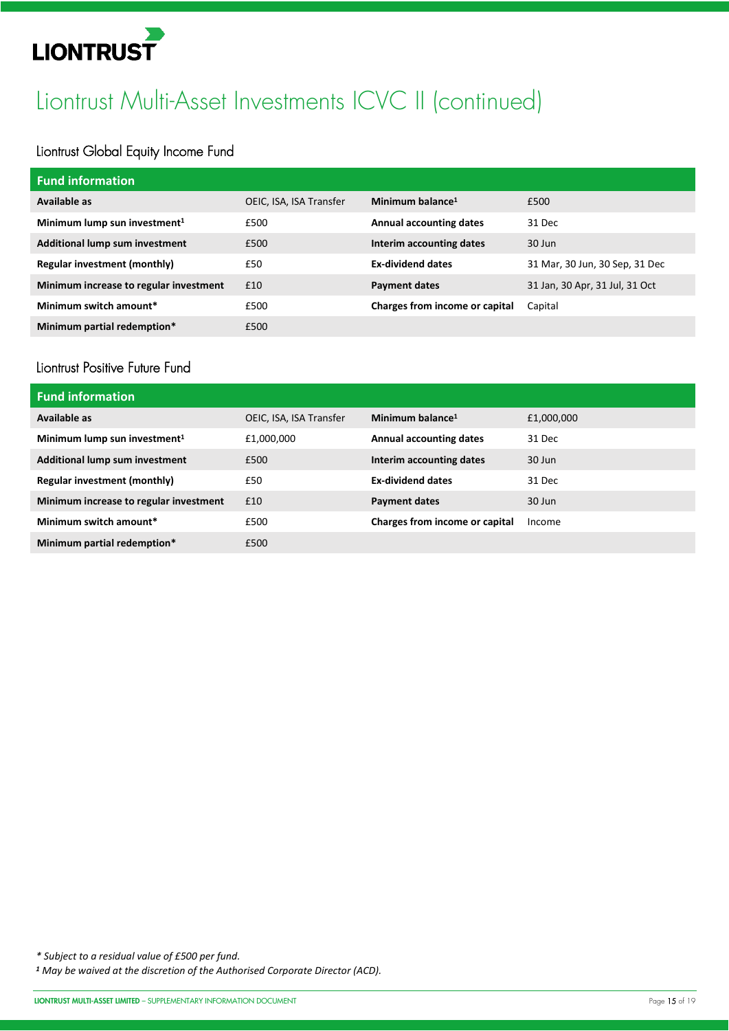# Liontrust Multi-Asset Investments ICVC II (continued)

## Liontrust Global Equity Income Fund

| Fund information | | | |
|---|---|---|---|
| **Available as** | OEIC, ISA, ISA Transfer | **Minimum balance**[1] | £500 |
| **Minimum lump sun investment**[1] | £500 | **Annual accounting dates** | 31 Dec |
| **Additional lump sum investment** | £500 | **Interim accounting dates** | 30 Jun |
| **Regular investment (monthly)** | £50 | **Ex-dividend dates** | 31 Mar, 30 Jun, 30 Sep, 31 Dec |
| **Minimum increase to regular investment** | £10 | **Payment dates** | 31 Jan, 30 Apr, 31 Jul, 31 Oct |
| **Minimum switch amount*** | £500 | **Charges from income or capital** | Capital |
| **Minimum partial redemption*** | £500 | | |

## Liontrust Positive Future Fund

| Fund information | | | |
|---|---|---|---|
| **Available as** | OEIC, ISA, ISA Transfer | **Minimum balance**[1] | £1,000,000 |
| **Minimum lump sun investment**[1] | £1,000,000 | **Annual accounting dates** | 31 Dec |
| **Additional lump sum investment** | £500 | **Interim accounting dates** | 30 Jun |
| **Regular investment (monthly)** | £50 | **Ex-dividend dates** | 31 Dec |
| **Minimum increase to regular investment** | £10 | **Payment dates** | 30 Jun |
| **Minimum switch amount*** | £500 | **Charges from income or capital** | Income |
| **Minimum partial redemption*** | £500 | | |

*\* Subject to a residual value of £500 per fund.*

*[1] May be waived at the discretion of the Authorised Corporate Director (ACD).*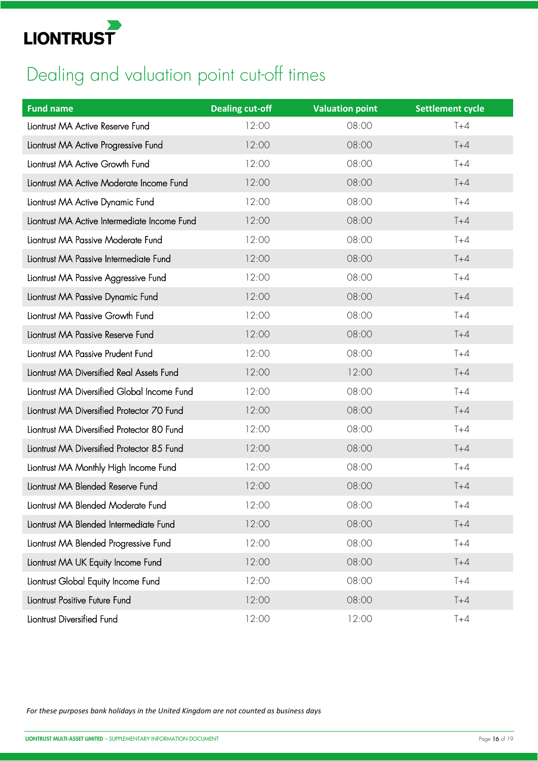# Dealing and valuation point cut-off times

| Fund name | Dealing cut-off | Valuation point | Settlement cycle |
|---|---|---|---|
| Liontrust MA Active Reserve Fund | 12:00 | 08:00 | T+4 |
| Liontrust MA Active Progressive Fund | 12:00 | 08:00 | T+4 |
| Liontrust MA Active Growth Fund | 12:00 | 08:00 | T+4 |
| Liontrust MA Active Moderate Income Fund | 12:00 | 08:00 | T+4 |
| Liontrust MA Active Dynamic Fund | 12:00 | 08:00 | T+4 |
| Liontrust MA Active Intermediate Income Fund | 12:00 | 08:00 | T+4 |
| Liontrust MA Passive Moderate Fund | 12:00 | 08:00 | T+4 |
| Liontrust MA Passive Intermediate Fund | 12:00 | 08:00 | T+4 |
| Liontrust MA Passive Aggressive Fund | 12:00 | 08:00 | T+4 |
| Liontrust MA Passive Dynamic Fund | 12:00 | 08:00 | T+4 |
| Liontrust MA Passive Growth Fund | 12:00 | 08:00 | T+4 |
| Liontrust MA Passive Reserve Fund | 12:00 | 08:00 | T+4 |
| Liontrust MA Passive Prudent Fund | 12:00 | 08:00 | T+4 |
| Liontrust MA Diversified Real Assets Fund | 12:00 | 12:00 | T+4 |
| Liontrust MA Diversified Global Income Fund | 12:00 | 08:00 | T+4 |
| Liontrust MA Diversified Protector 70 Fund | 12:00 | 08:00 | T+4 |
| Liontrust MA Diversified Protector 80 Fund | 12:00 | 08:00 | T+4 |
| Liontrust MA Diversified Protector 85 Fund | 12:00 | 08:00 | T+4 |
| Liontrust MA Monthly High Income Fund | 12:00 | 08:00 | T+4 |
| Liontrust MA Blended Reserve Fund | 12:00 | 08:00 | T+4 |
| Liontrust MA Blended Moderate Fund | 12:00 | 08:00 | T+4 |
| Liontrust MA Blended Intermediate Fund | 12:00 | 08:00 | T+4 |
| Liontrust MA Blended Progressive Fund | 12:00 | 08:00 | T+4 |
| Liontrust MA UK Equity Income Fund | 12:00 | 08:00 | T+4 |
| Liontrust Global Equity Income Fund | 12:00 | 08:00 | T+4 |
| Liontrust Positive Future Fund | 12:00 | 08:00 | T+4 |
| Liontrust Diversified Fund | 12:00 | 12:00 | T+4 |

*For these purposes bank holidays in the United Kingdom are not counted as business days*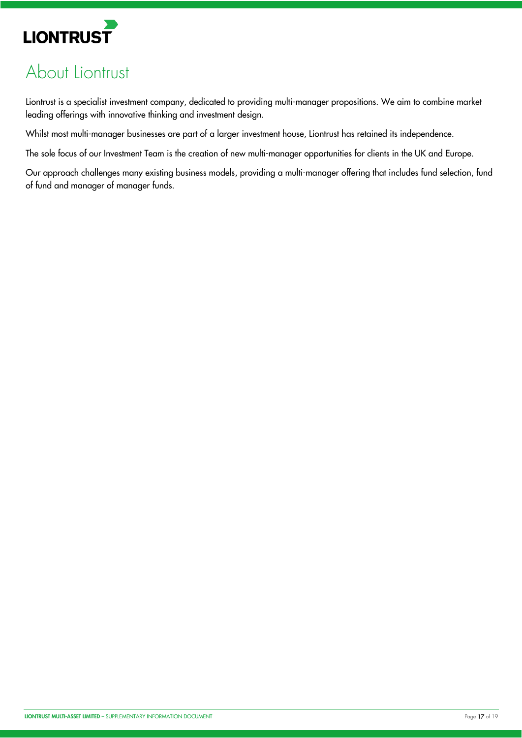# About Liontrust

Liontrust is a specialist investment company, dedicated to providing multi-manager propositions. We aim to combine market leading offerings with innovative thinking and investment design.

Whilst most multi-manager businesses are part of a larger investment house, Liontrust has retained its independence.

The sole focus of our Investment Team is the creation of new multi-manager opportunities for clients in the UK and Europe.

Our approach challenges many existing business models, providing a multi-manager offering that includes fund selection, fund of fund and manager of manager funds.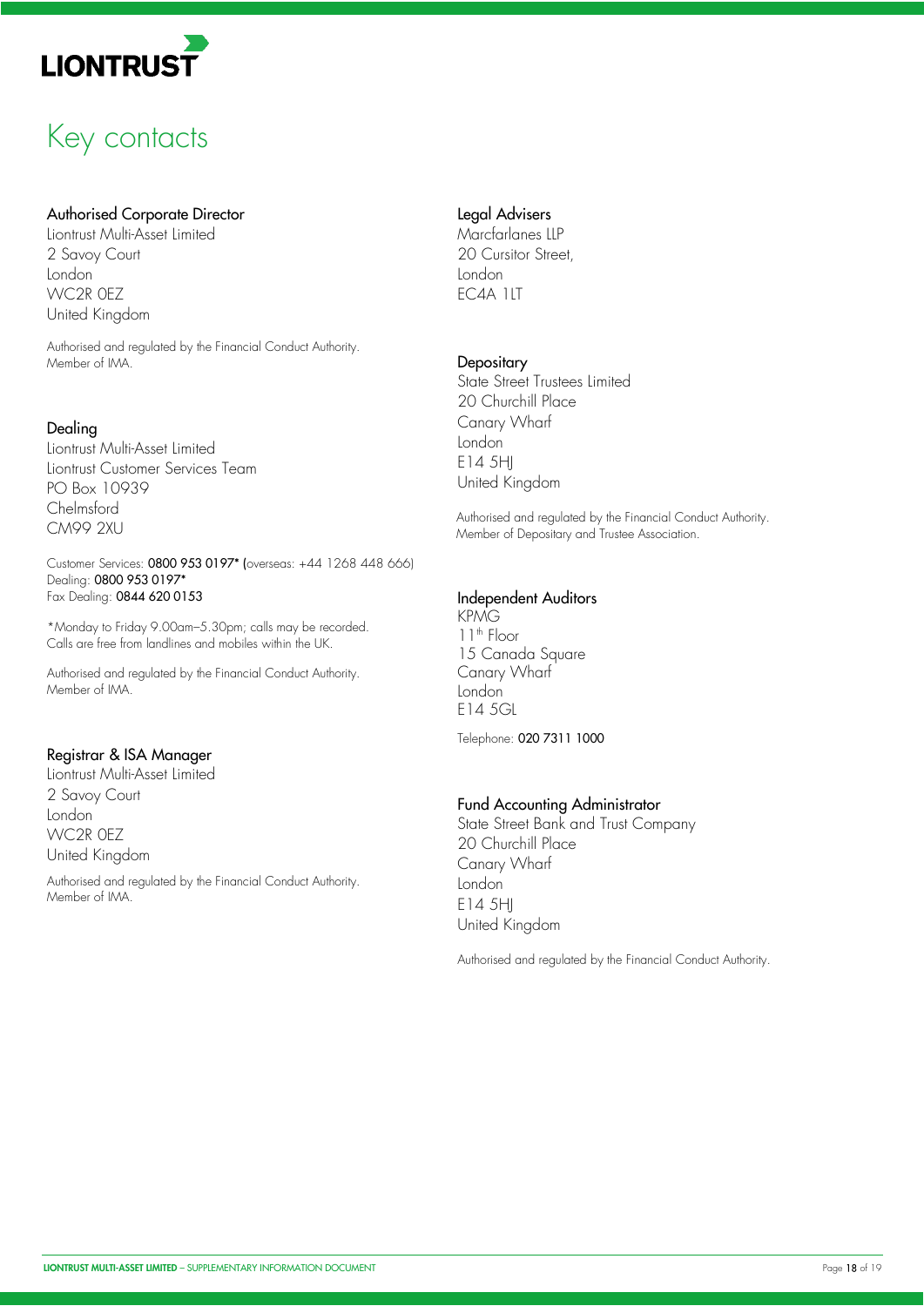# Key contacts

### Authorised Corporate Director

Liontrust Multi-Asset Limited
2 Savoy Court
London
WC2R 0EZ
United Kingdom

Authorised and regulated by the Financial Conduct Authority.
Member of IMA.

### Dealing

Liontrust Multi-Asset Limited
Liontrust Customer Services Team
PO Box 10939
Chelmsford
CM99 2XU

Customer Services: **0800 953 0197*** (overseas: +44 1268 448 666)
Dealing: **0800 953 0197***
Fax Dealing: **0844 620 0153**

*Monday to Friday 9.00am–5.30pm; calls may be recorded.
Calls are free from landlines and mobiles within the UK.

Authorised and regulated by the Financial Conduct Authority.
Member of IMA.

### Registrar & ISA Manager

Liontrust Multi-Asset Limited
2 Savoy Court
London
WC2R 0EZ
United Kingdom

Authorised and regulated by the Financial Conduct Authority.
Member of IMA.

### Legal Advisers

Marcfarlanes LLP
20 Cursitor Street,
London
EC4A 1LT

### Depositary

State Street Trustees Limited
20 Churchill Place
Canary Wharf
London
E14 5HJ
United Kingdom

Authorised and regulated by the Financial Conduct Authority.
Member of Depositary and Trustee Association.

### Independent Auditors

KPMG
11th Floor
15 Canada Square
Canary Wharf
London
E14 5GL

Telephone: **020 7311 1000**

### Fund Accounting Administrator

State Street Bank and Trust Company
20 Churchill Place
Canary Wharf
London
E14 5HJ
United Kingdom

Authorised and regulated by the Financial Conduct Authority.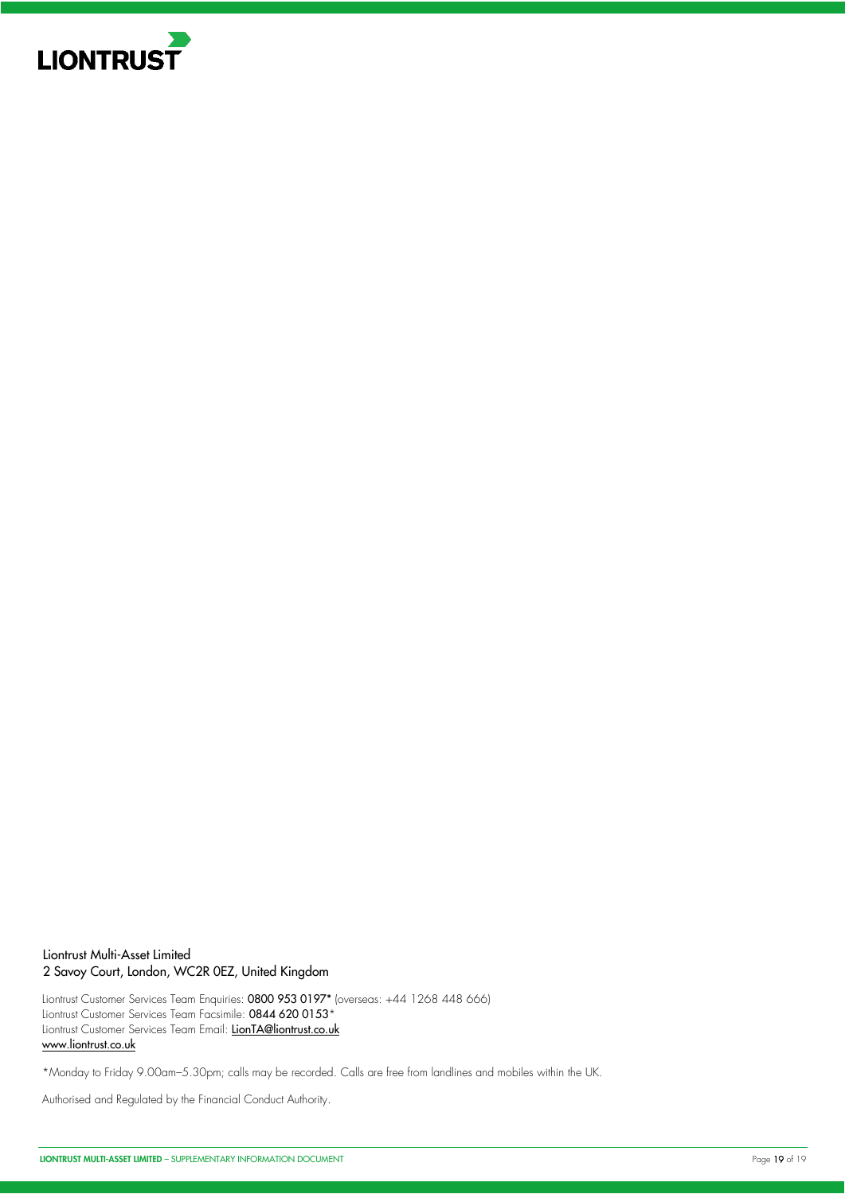LIONTRUST

Liontrust Multi-Asset Limited
2 Savoy Court, London, WC2R 0EZ, United Kingdom

Liontrust Customer Services Team Enquiries: **0800 953 0197*** (overseas: +44 1268 448 666)
Liontrust Customer Services Team Facsimile: **0844 620 0153***
Liontrust Customer Services Team Email: LionTA@liontrust.co.uk
www.liontrust.co.uk

*Monday to Friday 9.00am–5.30pm; calls may be recorded. Calls are free from landlines and mobiles within the UK.

Authorised and Regulated by the Financial Conduct Authority.